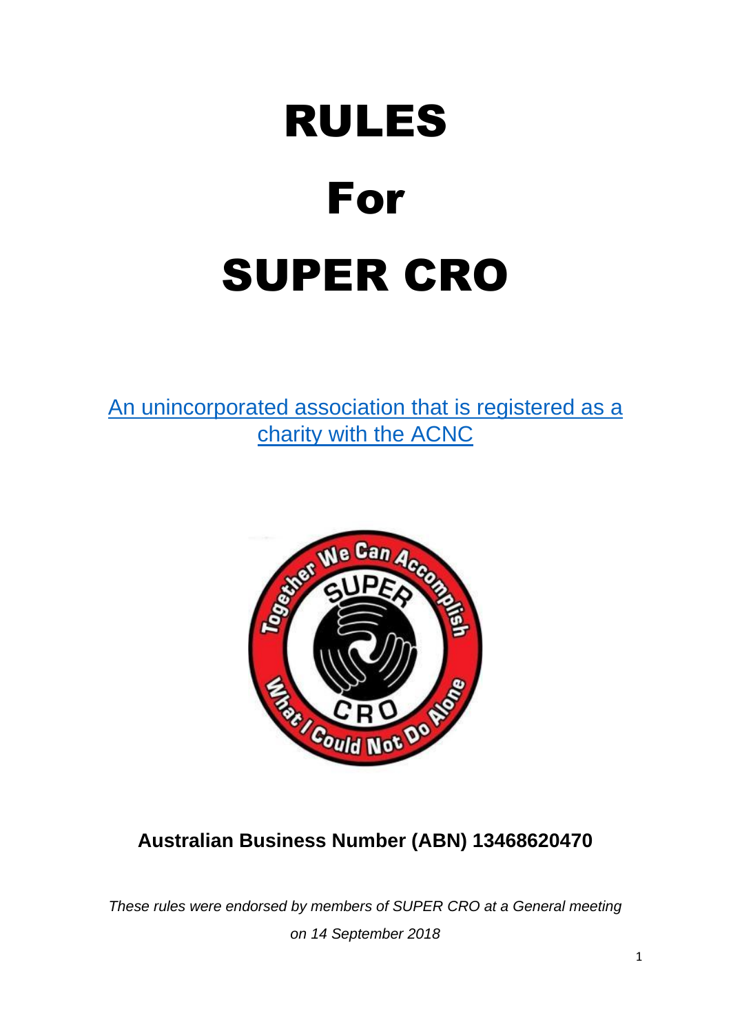# RULES

# For

# SUPER CRO

An unincorporated association that is registered as a charity with the ACNC

**Australian Business Number (ABN) 13468620470**

*These rules were endorsed by members of SUPER CRO at a General meeting on 14 September 2018*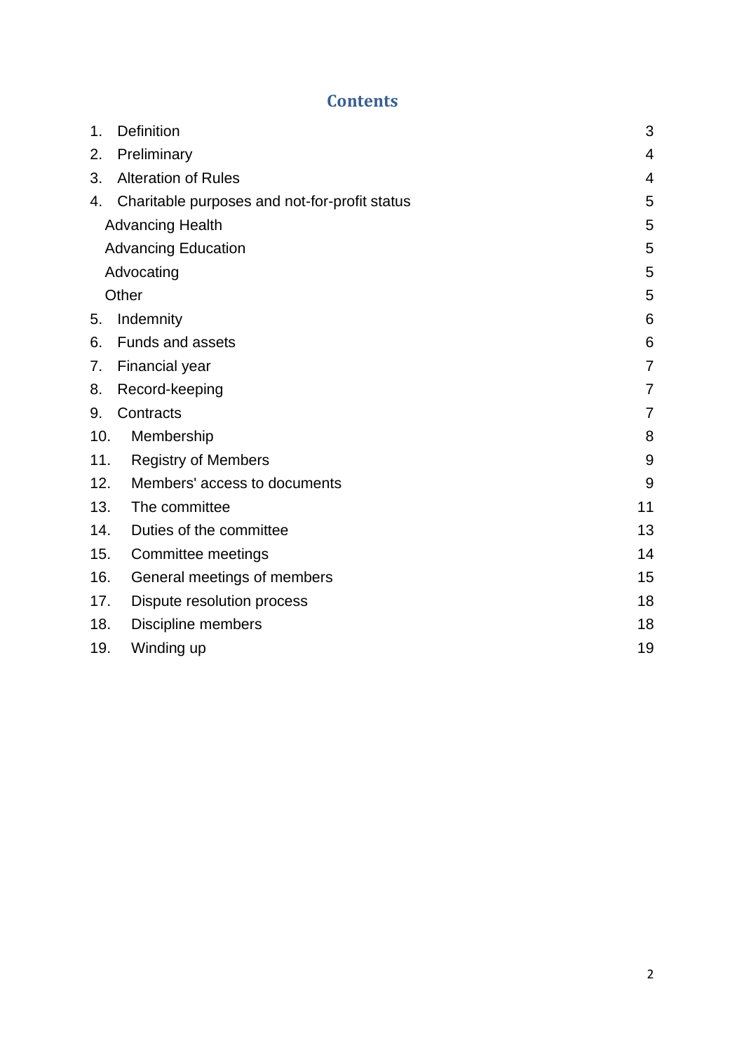## Contents

| | |
|---|---|
| 1. Definition | 3 |
| 2. Preliminary | 4 |
| 3. Alteration of Rules | 4 |
| 4. Charitable purposes and not-for-profit status | 5 |
| Advancing Health | 5 |
| Advancing Education | 5 |
| Advocating | 5 |
| Other | 5 |
| 5. Indemnity | 6 |
| 6. Funds and assets | 6 |
| 7. Financial year | 7 |
| 8. Record-keeping | 7 |
| 9. Contracts | 7 |
| 10. Membership | 8 |
| 11. Registry of Members | 9 |
| 12. Members' access to documents | 9 |
| 13. The committee | 11 |
| 14. Duties of the committee | 13 |
| 15. Committee meetings | 14 |
| 16. General meetings of members | 15 |
| 17. Dispute resolution process | 18 |
| 18. Discipline members | 18 |
| 19. Winding up | 19 |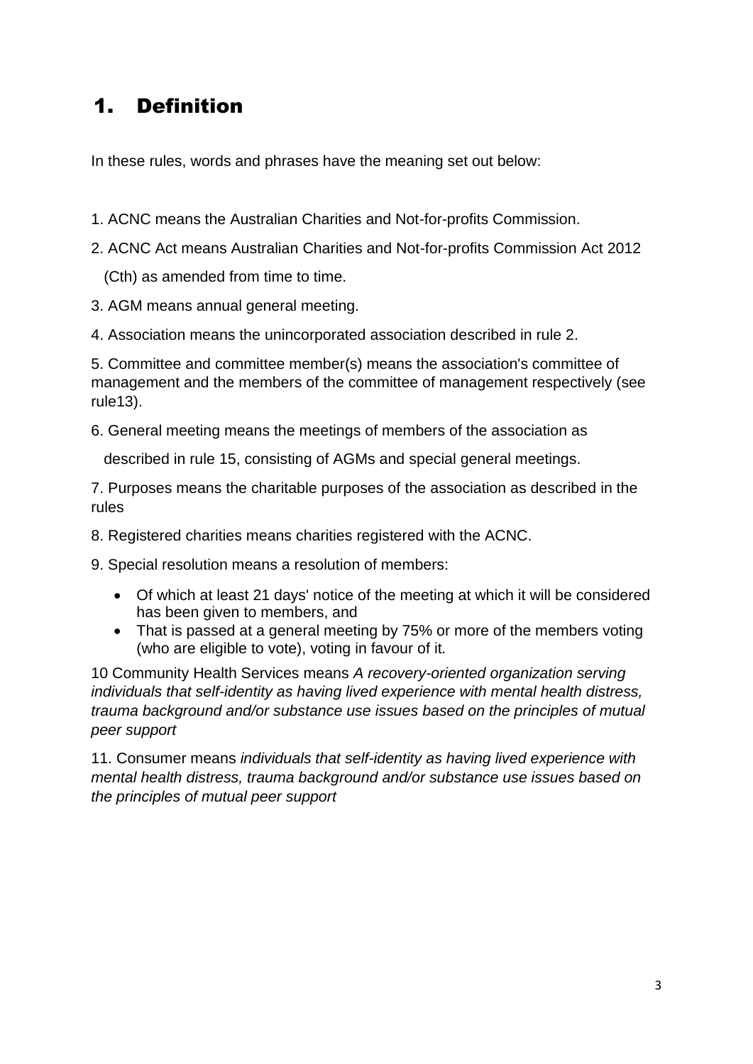# 1. Definition

In these rules, words and phrases have the meaning set out below:

1. ACNC means the Australian Charities and Not-for-profits Commission.

2. ACNC Act means Australian Charities and Not-for-profits Commission Act 2012 (Cth) as amended from time to time.

3. AGM means annual general meeting.

4. Association means the unincorporated association described in rule 2.

5. Committee and committee member(s) means the association's committee of management and the members of the committee of management respectively (see rule13).

6. General meeting means the meetings of members of the association as described in rule 15, consisting of AGMs and special general meetings.

7. Purposes means the charitable purposes of the association as described in the rules

8. Registered charities means charities registered with the ACNC.

9. Special resolution means a resolution of members:

   - Of which at least 21 days' notice of the meeting at which it will be considered has been given to members, and
   - That is passed at a general meeting by 75% or more of the members voting (who are eligible to vote), voting in favour of it.

10 Community Health Services means *A recovery-oriented organization serving individuals that self-identity as having lived experience with mental health distress, trauma background and/or substance use issues based on the principles of mutual peer support*

11. Consumer means *individuals that self-identity as having lived experience with mental health distress, trauma background and/or substance use issues based on the principles of mutual peer support*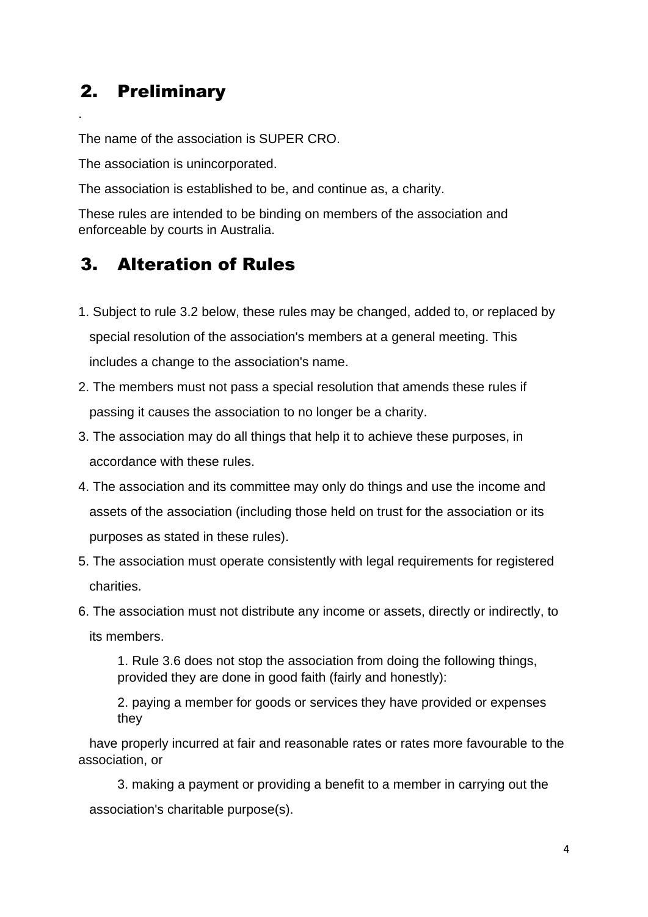## 2. Preliminary

.

The name of the association is SUPER CRO.

The association is unincorporated.

The association is established to be, and continue as, a charity.

These rules are intended to be binding on members of the association and enforceable by courts in Australia.

## 3. Alteration of Rules

1. Subject to rule 3.2 below, these rules may be changed, added to, or replaced by special resolution of the association's members at a general meeting. This includes a change to the association's name.
2. The members must not pass a special resolution that amends these rules if passing it causes the association to no longer be a charity.
3. The association may do all things that help it to achieve these purposes, in accordance with these rules.
4. The association and its committee may only do things and use the income and assets of the association (including those held on trust for the association or its purposes as stated in these rules).
5. The association must operate consistently with legal requirements for registered charities.
6. The association must not distribute any income or assets, directly or indirectly, to its members.
    1. Rule 3.6 does not stop the association from doing the following things, provided they are done in good faith (fairly and honestly):
    2. paying a member for goods or services they have provided or expenses they have properly incurred at fair and reasonable rates or rates more favourable to the association, or
    3. making a payment or providing a benefit to a member in carrying out the association's charitable purpose(s).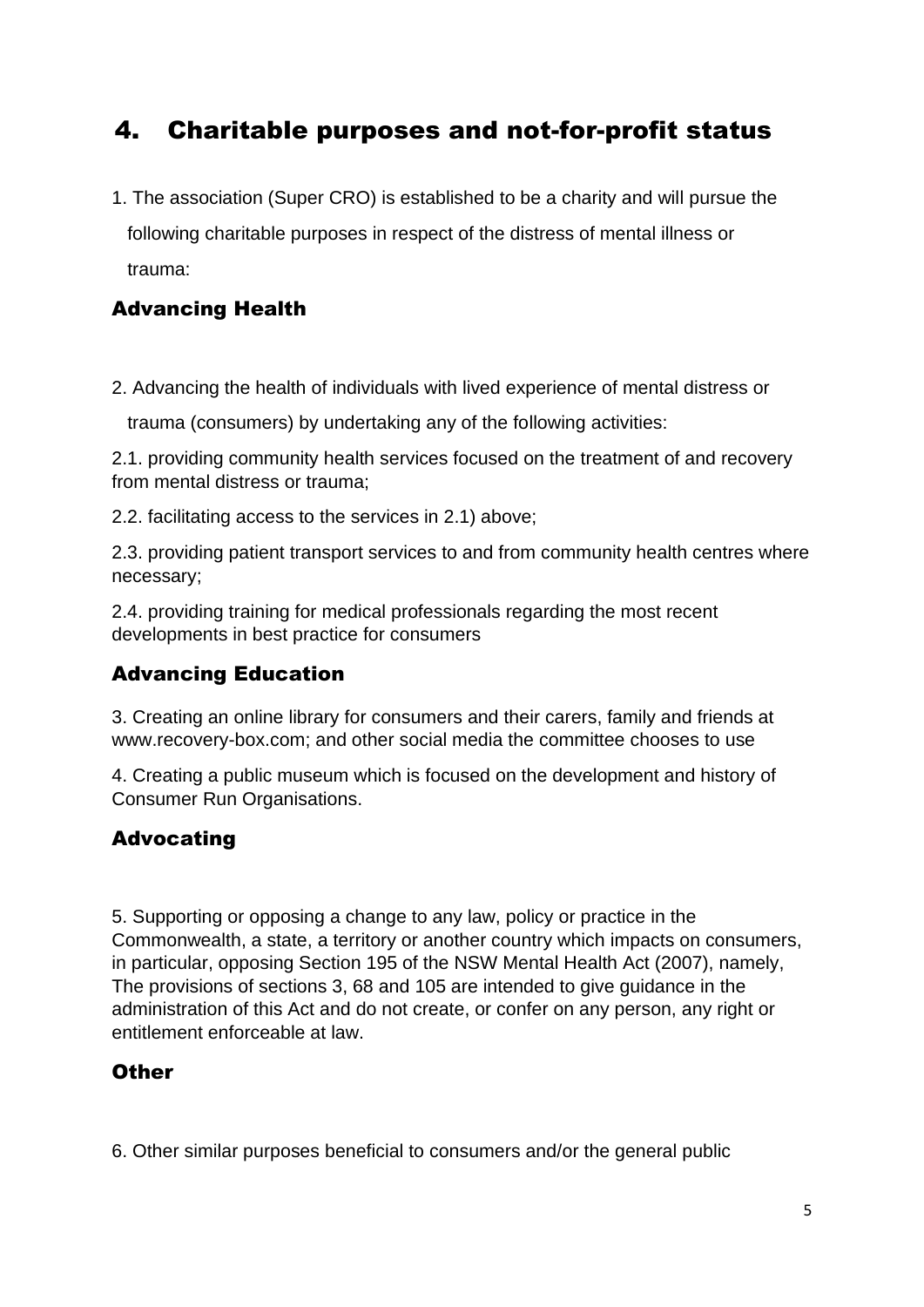# 4. Charitable purposes and not-for-profit status

1. The association (Super CRO) is established to be a charity and will pursue the following charitable purposes in respect of the distress of mental illness or trauma:

### Advancing Health

2. Advancing the health of individuals with lived experience of mental distress or trauma (consumers) by undertaking any of the following activities:

2.1. providing community health services focused on the treatment of and recovery from mental distress or trauma;

2.2. facilitating access to the services in 2.1) above;

2.3. providing patient transport services to and from community health centres where necessary;

2.4. providing training for medical professionals regarding the most recent developments in best practice for consumers

### Advancing Education

3. Creating an online library for consumers and their carers, family and friends at www.recovery-box.com; and other social media the committee chooses to use

4. Creating a public museum which is focused on the development and history of Consumer Run Organisations.

### Advocating

5. Supporting or opposing a change to any law, policy or practice in the Commonwealth, a state, a territory or another country which impacts on consumers, in particular, opposing Section 195 of the NSW Mental Health Act (2007), namely, The provisions of sections 3, 68 and 105 are intended to give guidance in the administration of this Act and do not create, or confer on any person, any right or entitlement enforceable at law.

### Other

6. Other similar purposes beneficial to consumers and/or the general public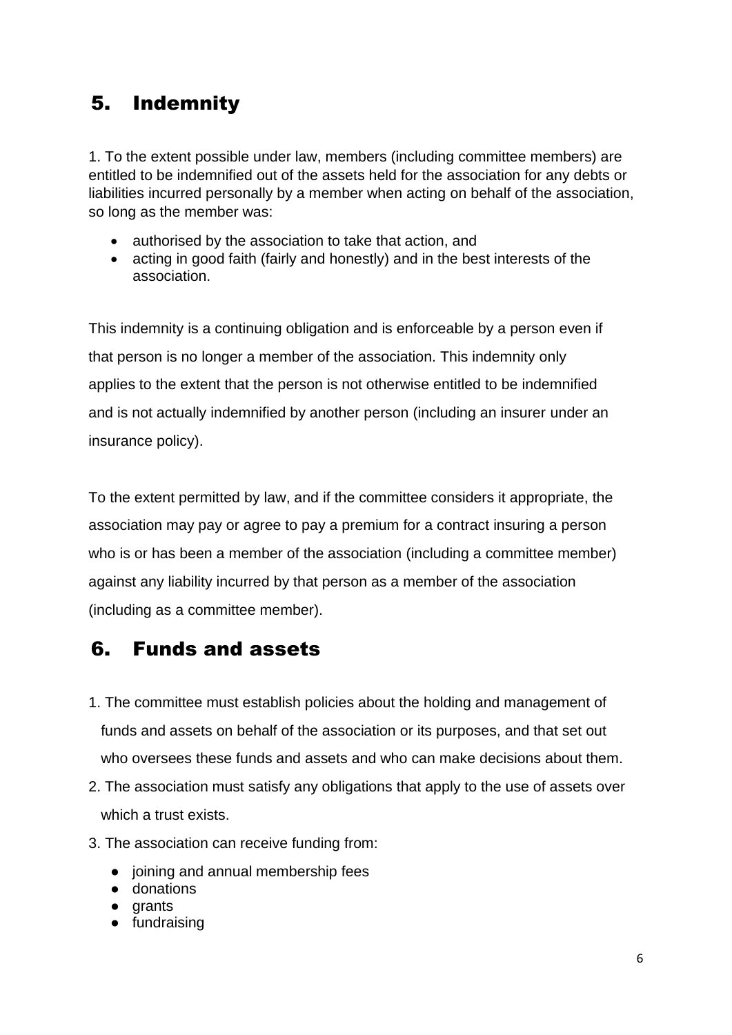## 5. Indemnity

1. To the extent possible under law, members (including committee members) are entitled to be indemnified out of the assets held for the association for any debts or liabilities incurred personally by a member when acting on behalf of the association, so long as the member was:

- authorised by the association to take that action, and
- acting in good faith (fairly and honestly) and in the best interests of the association.

This indemnity is a continuing obligation and is enforceable by a person even if that person is no longer a member of the association. This indemnity only applies to the extent that the person is not otherwise entitled to be indemnified and is not actually indemnified by another person (including an insurer under an insurance policy).

To the extent permitted by law, and if the committee considers it appropriate, the association may pay or agree to pay a premium for a contract insuring a person who is or has been a member of the association (including a committee member) against any liability incurred by that person as a member of the association (including as a committee member).

## 6. Funds and assets

1. The committee must establish policies about the holding and management of funds and assets on behalf of the association or its purposes, and that set out who oversees these funds and assets and who can make decisions about them.
2. The association must satisfy any obligations that apply to the use of assets over which a trust exists.
3. The association can receive funding from:
   - joining and annual membership fees
   - donations
   - grants
   - fundraising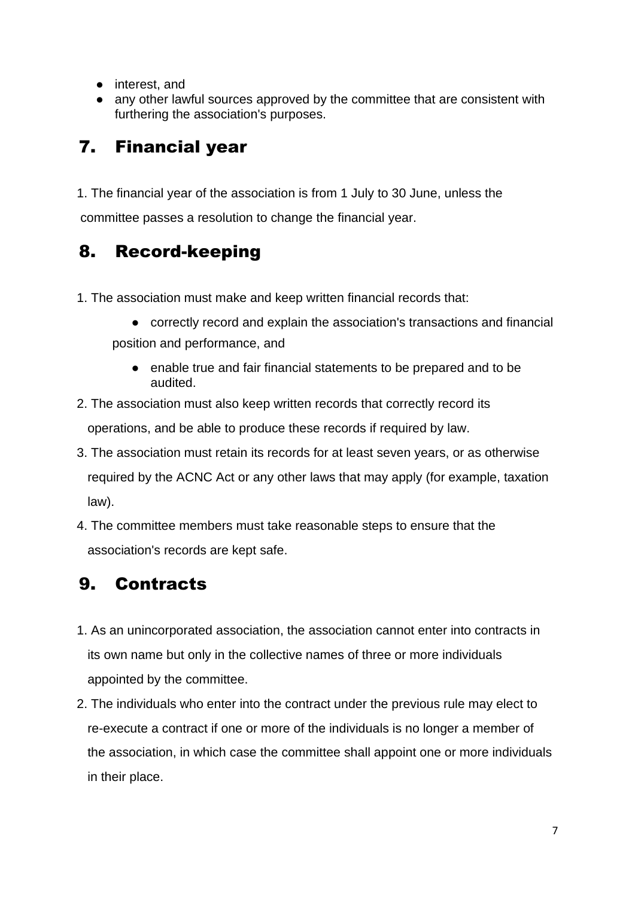- interest, and
- any other lawful sources approved by the committee that are consistent with furthering the association's purposes.

## 7. Financial year

1. The financial year of the association is from 1 July to 30 June, unless the committee passes a resolution to change the financial year.

## 8. Record-keeping

1. The association must make and keep written financial records that:
    - correctly record and explain the association's transactions and financial position and performance, and
    - enable true and fair financial statements to be prepared and to be audited.
2. The association must also keep written records that correctly record its operations, and be able to produce these records if required by law.
3. The association must retain its records for at least seven years, or as otherwise required by the ACNC Act or any other laws that may apply (for example, taxation law).
4. The committee members must take reasonable steps to ensure that the association's records are kept safe.

## 9. Contracts

1. As an unincorporated association, the association cannot enter into contracts in its own name but only in the collective names of three or more individuals appointed by the committee.
2. The individuals who enter into the contract under the previous rule may elect to re-execute a contract if one or more of the individuals is no longer a member of the association, in which case the committee shall appoint one or more individuals in their place.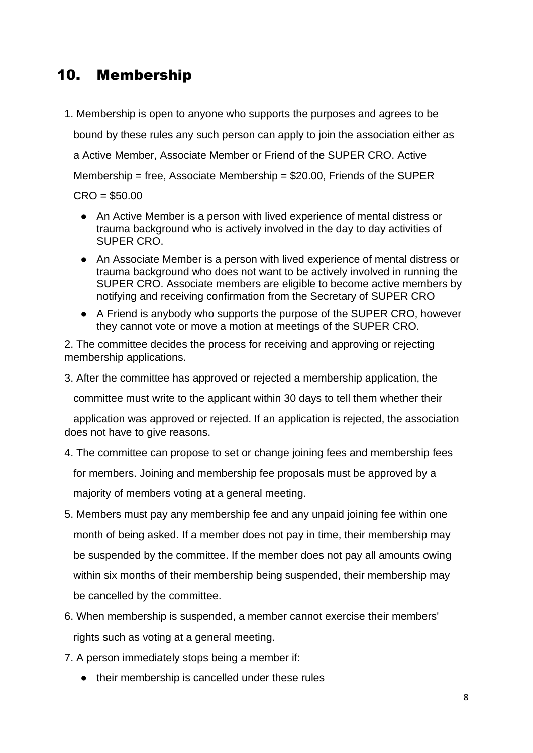## 10. Membership

1. Membership is open to anyone who supports the purposes and agrees to be bound by these rules any such person can apply to join the association either as a Active Member, Associate Member or Friend of the SUPER CRO. Active Membership = free, Associate Membership = $20.00, Friends of the SUPER CRO = $50.00

   - An Active Member is a person with lived experience of mental distress or trauma background who is actively involved in the day to day activities of SUPER CRO.
   - An Associate Member is a person with lived experience of mental distress or trauma background who does not want to be actively involved in running the SUPER CRO. Associate members are eligible to become active members by notifying and receiving confirmation from the Secretary of SUPER CRO
   - A Friend is anybody who supports the purpose of the SUPER CRO, however they cannot vote or move a motion at meetings of the SUPER CRO.

2. The committee decides the process for receiving and approving or rejecting membership applications.

3. After the committee has approved or rejected a membership application, the committee must write to the applicant within 30 days to tell them whether their application was approved or rejected. If an application is rejected, the association does not have to give reasons.

4. The committee can propose to set or change joining fees and membership fees for members. Joining and membership fee proposals must be approved by a majority of members voting at a general meeting.

5. Members must pay any membership fee and any unpaid joining fee within one month of being asked. If a member does not pay in time, their membership may be suspended by the committee. If the member does not pay all amounts owing within six months of their membership being suspended, their membership may be cancelled by the committee.

6. When membership is suspended, a member cannot exercise their members' rights such as voting at a general meeting.

7. A person immediately stops being a member if:

   - their membership is cancelled under these rules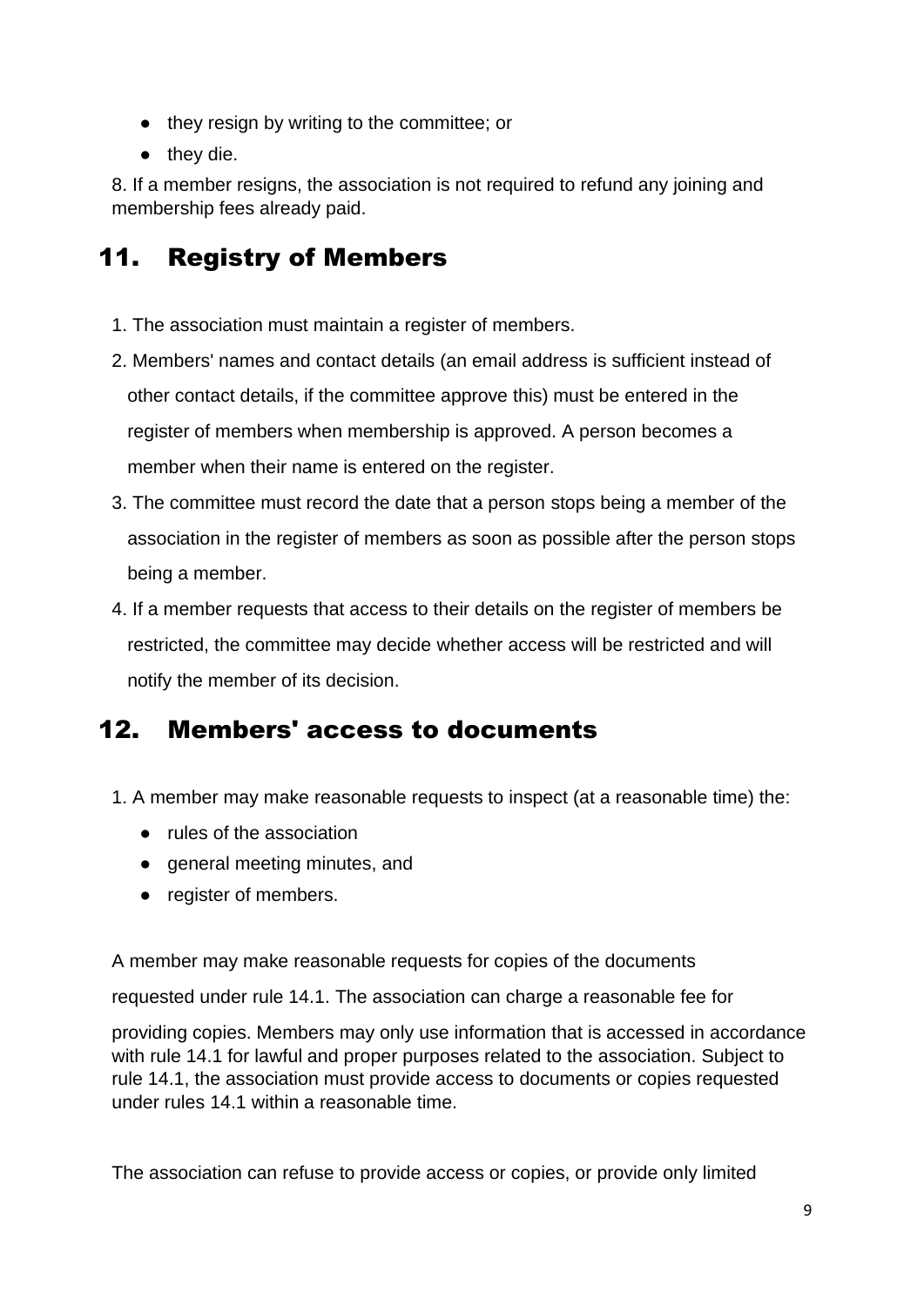- they resign by writing to the committee; or
- they die.

8. If a member resigns, the association is not required to refund any joining and membership fees already paid.

## 11. Registry of Members

1. The association must maintain a register of members.
2. Members' names and contact details (an email address is sufficient instead of other contact details, if the committee approve this) must be entered in the register of members when membership is approved. A person becomes a member when their name is entered on the register.
3. The committee must record the date that a person stops being a member of the association in the register of members as soon as possible after the person stops being a member.
4. If a member requests that access to their details on the register of members be restricted, the committee may decide whether access will be restricted and will notify the member of its decision.

## 12. Members' access to documents

1. A member may make reasonable requests to inspect (at a reasonable time) the:
   - rules of the association
   - general meeting minutes, and
   - register of members.

A member may make reasonable requests for copies of the documents requested under rule 14.1. The association can charge a reasonable fee for providing copies. Members may only use information that is accessed in accordance with rule 14.1 for lawful and proper purposes related to the association. Subject to rule 14.1, the association must provide access to documents or copies requested under rules 14.1 within a reasonable time.

The association can refuse to provide access or copies, or provide only limited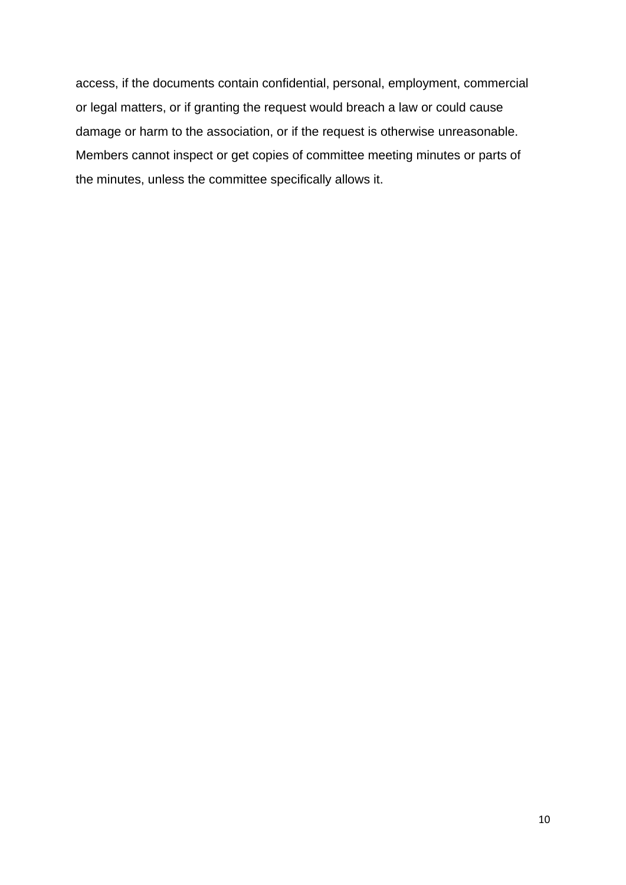access, if the documents contain confidential, personal, employment, commercial or legal matters, or if granting the request would breach a law or could cause damage or harm to the association, or if the request is otherwise unreasonable. Members cannot inspect or get copies of committee meeting minutes or parts of the minutes, unless the committee specifically allows it.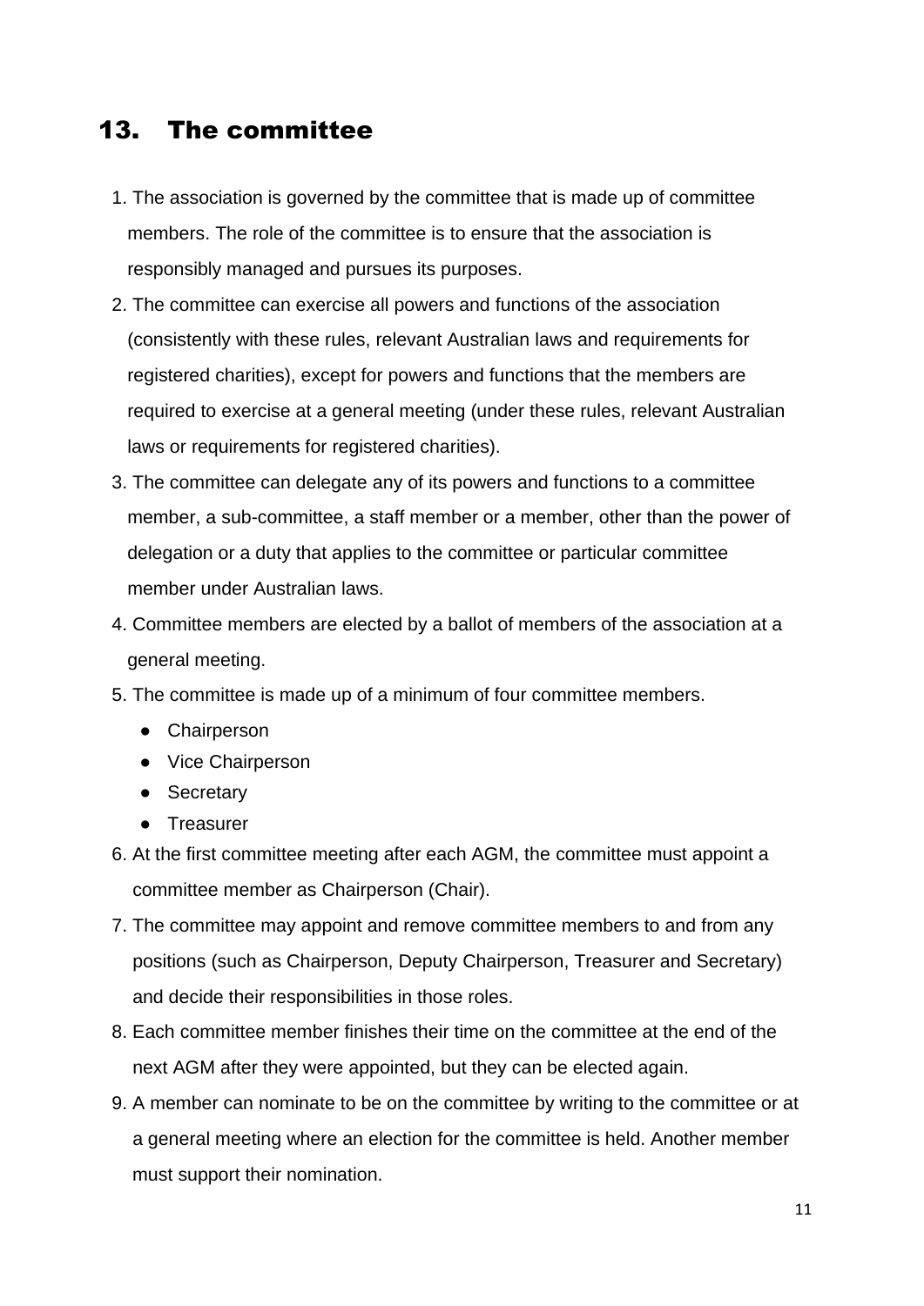## 13. The committee

1. The association is governed by the committee that is made up of committee members. The role of the committee is to ensure that the association is responsibly managed and pursues its purposes.
2. The committee can exercise all powers and functions of the association (consistently with these rules, relevant Australian laws and requirements for registered charities), except for powers and functions that the members are required to exercise at a general meeting (under these rules, relevant Australian laws or requirements for registered charities).
3. The committee can delegate any of its powers and functions to a committee member, a sub-committee, a staff member or a member, other than the power of delegation or a duty that applies to the committee or particular committee member under Australian laws.
4. Committee members are elected by a ballot of members of the association at a general meeting.
5. The committee is made up of a minimum of four committee members.
   - Chairperson
   - Vice Chairperson
   - Secretary
   - Treasurer
6. At the first committee meeting after each AGM, the committee must appoint a committee member as Chairperson (Chair).
7. The committee may appoint and remove committee members to and from any positions (such as Chairperson, Deputy Chairperson, Treasurer and Secretary) and decide their responsibilities in those roles.
8. Each committee member finishes their time on the committee at the end of the next AGM after they were appointed, but they can be elected again.
9. A member can nominate to be on the committee by writing to the committee or at a general meeting where an election for the committee is held. Another member must support their nomination.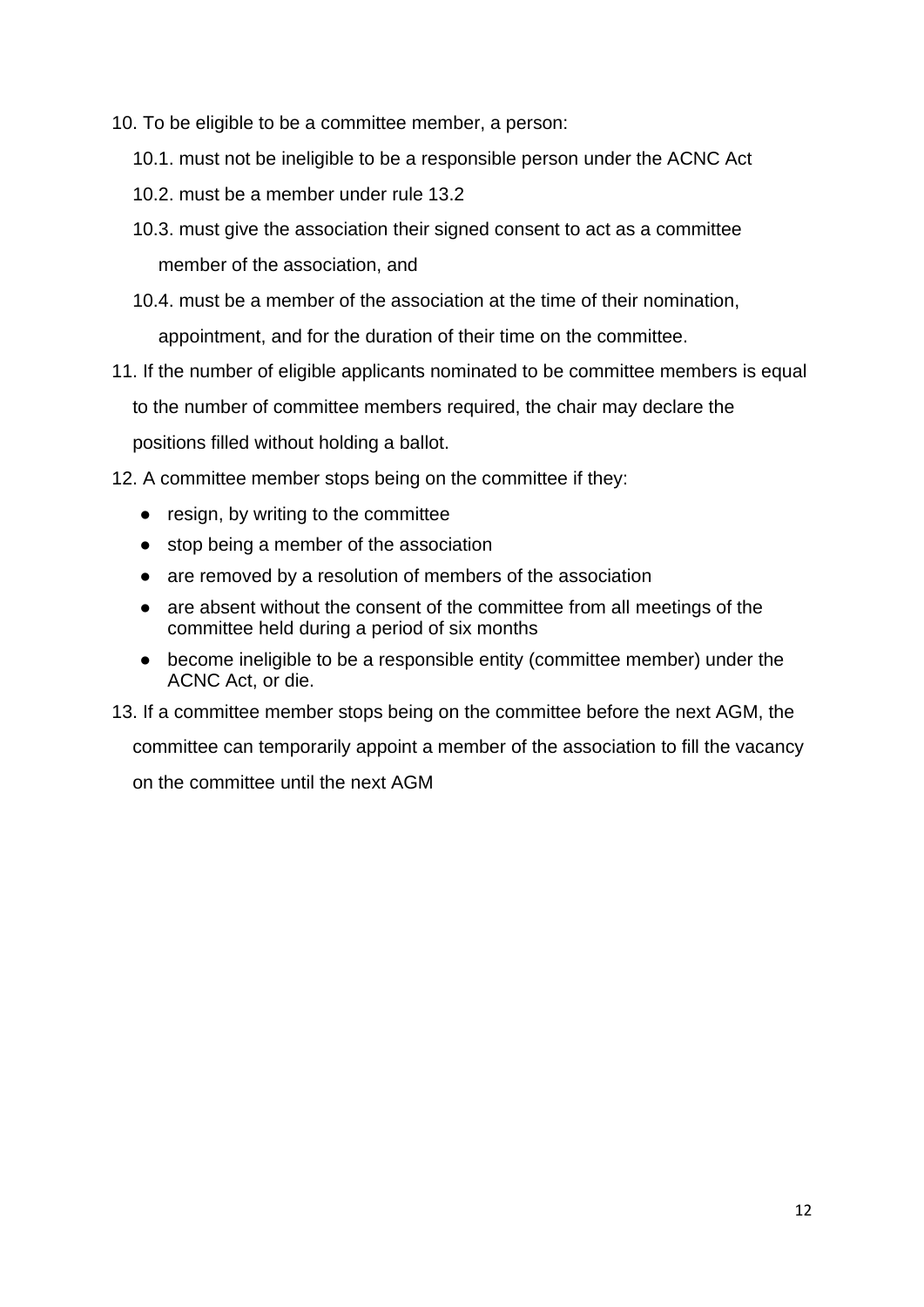10. To be eligible to be a committee member, a person:
    - 10.1. must not be ineligible to be a responsible person under the ACNC Act
    - 10.2. must be a member under rule 13.2
    - 10.3. must give the association their signed consent to act as a committee member of the association, and
    - 10.4. must be a member of the association at the time of their nomination, appointment, and for the duration of their time on the committee.
11. If the number of eligible applicants nominated to be committee members is equal to the number of committee members required, the chair may declare the positions filled without holding a ballot.
12. A committee member stops being on the committee if they:
    - resign, by writing to the committee
    - stop being a member of the association
    - are removed by a resolution of members of the association
    - are absent without the consent of the committee from all meetings of the committee held during a period of six months
    - become ineligible to be a responsible entity (committee member) under the ACNC Act, or die.
13. If a committee member stops being on the committee before the next AGM, the committee can temporarily appoint a member of the association to fill the vacancy on the committee until the next AGM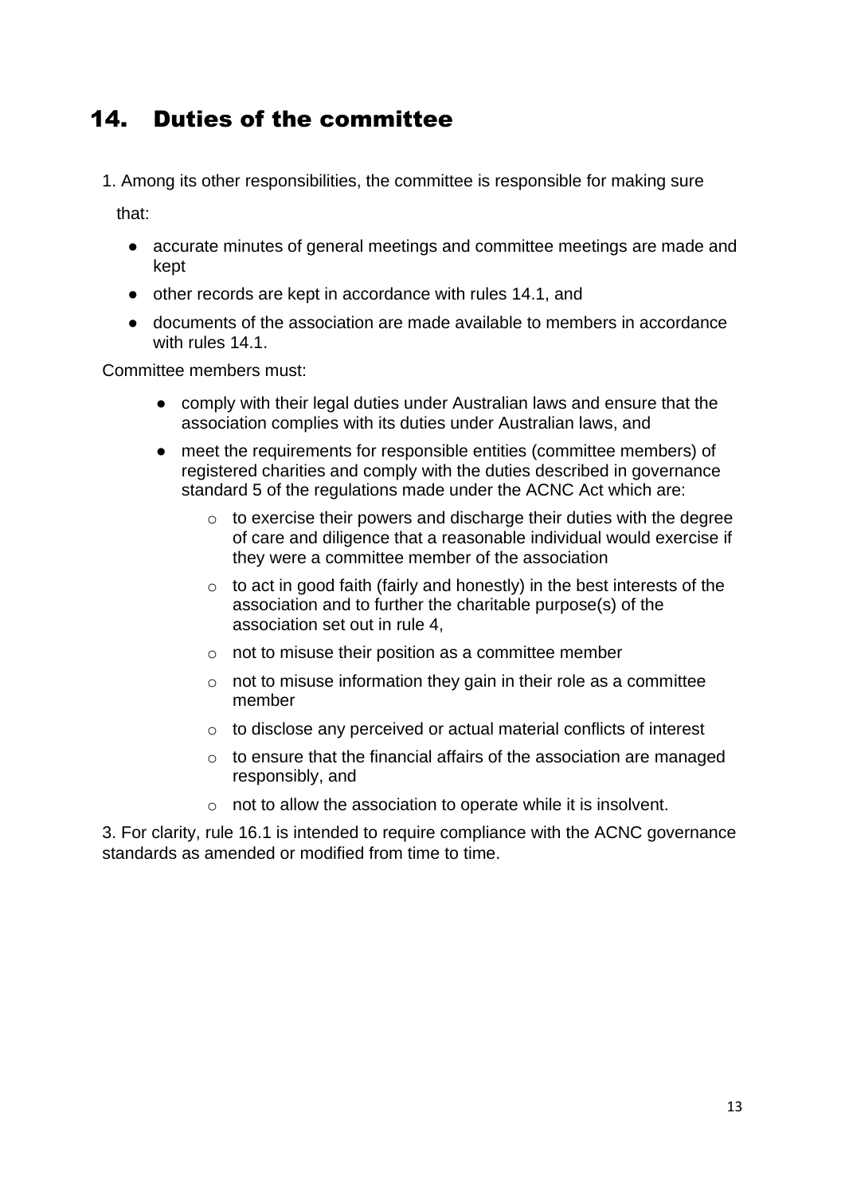# 14. Duties of the committee

1. Among its other responsibilities, the committee is responsible for making sure that:

- accurate minutes of general meetings and committee meetings are made and kept
- other records are kept in accordance with rules 14.1, and
- documents of the association are made available to members in accordance with rules 14.1.

Committee members must:

- comply with their legal duties under Australian laws and ensure that the association complies with its duties under Australian laws, and
- meet the requirements for responsible entities (committee members) of registered charities and comply with the duties described in governance standard 5 of the regulations made under the ACNC Act which are:
  - to exercise their powers and discharge their duties with the degree of care and diligence that a reasonable individual would exercise if they were a committee member of the association
  - to act in good faith (fairly and honestly) in the best interests of the association and to further the charitable purpose(s) of the association set out in rule 4,
  - not to misuse their position as a committee member
  - not to misuse information they gain in their role as a committee member
  - to disclose any perceived or actual material conflicts of interest
  - to ensure that the financial affairs of the association are managed responsibly, and
  - not to allow the association to operate while it is insolvent.

3. For clarity, rule 16.1 is intended to require compliance with the ACNC governance standards as amended or modified from time to time.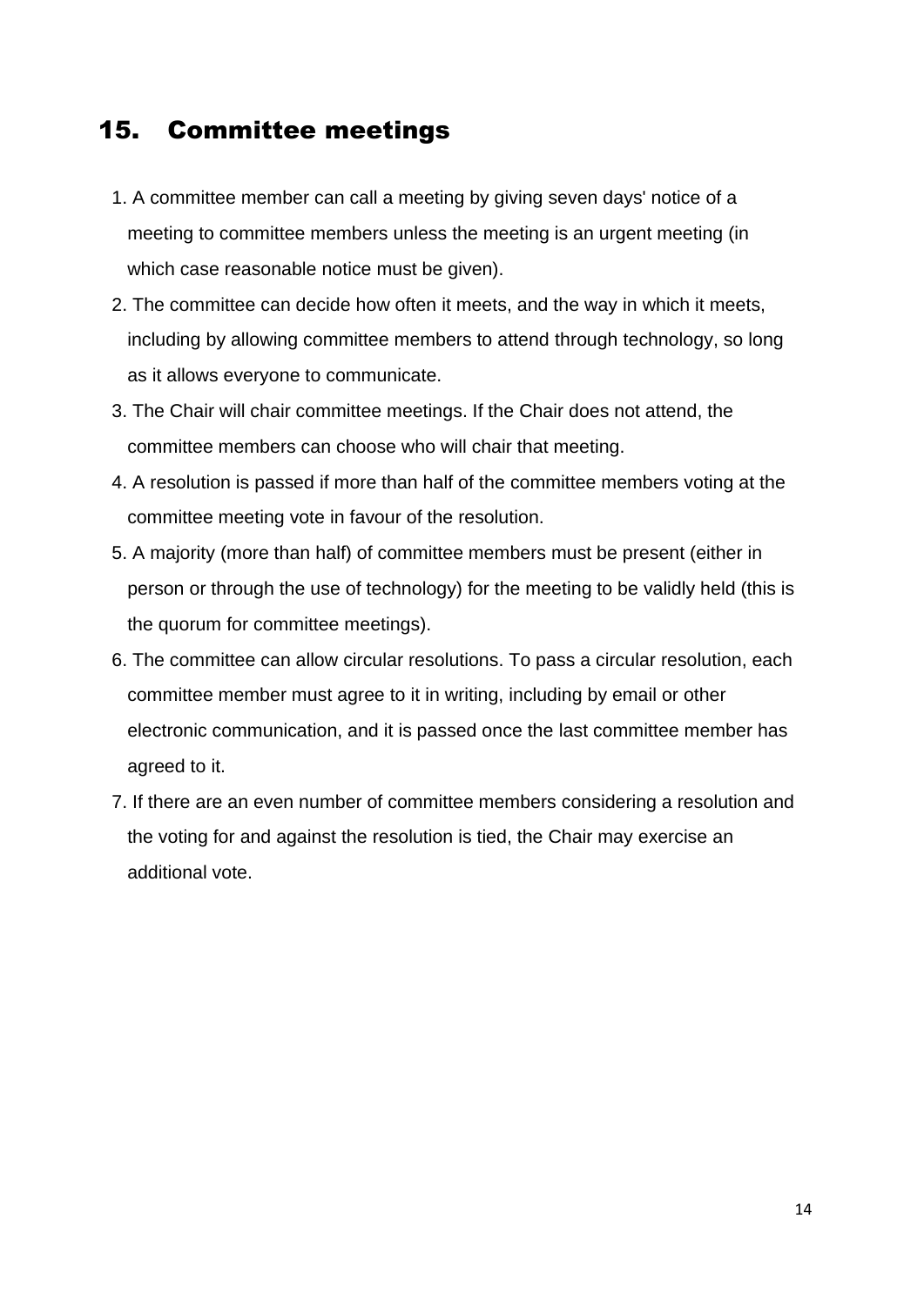## 15. Committee meetings

1. A committee member can call a meeting by giving seven days' notice of a meeting to committee members unless the meeting is an urgent meeting (in which case reasonable notice must be given).
2. The committee can decide how often it meets, and the way in which it meets, including by allowing committee members to attend through technology, so long as it allows everyone to communicate.
3. The Chair will chair committee meetings. If the Chair does not attend, the committee members can choose who will chair that meeting.
4. A resolution is passed if more than half of the committee members voting at the committee meeting vote in favour of the resolution.
5. A majority (more than half) of committee members must be present (either in person or through the use of technology) for the meeting to be validly held (this is the quorum for committee meetings).
6. The committee can allow circular resolutions. To pass a circular resolution, each committee member must agree to it in writing, including by email or other electronic communication, and it is passed once the last committee member has agreed to it.
7. If there are an even number of committee members considering a resolution and the voting for and against the resolution is tied, the Chair may exercise an additional vote.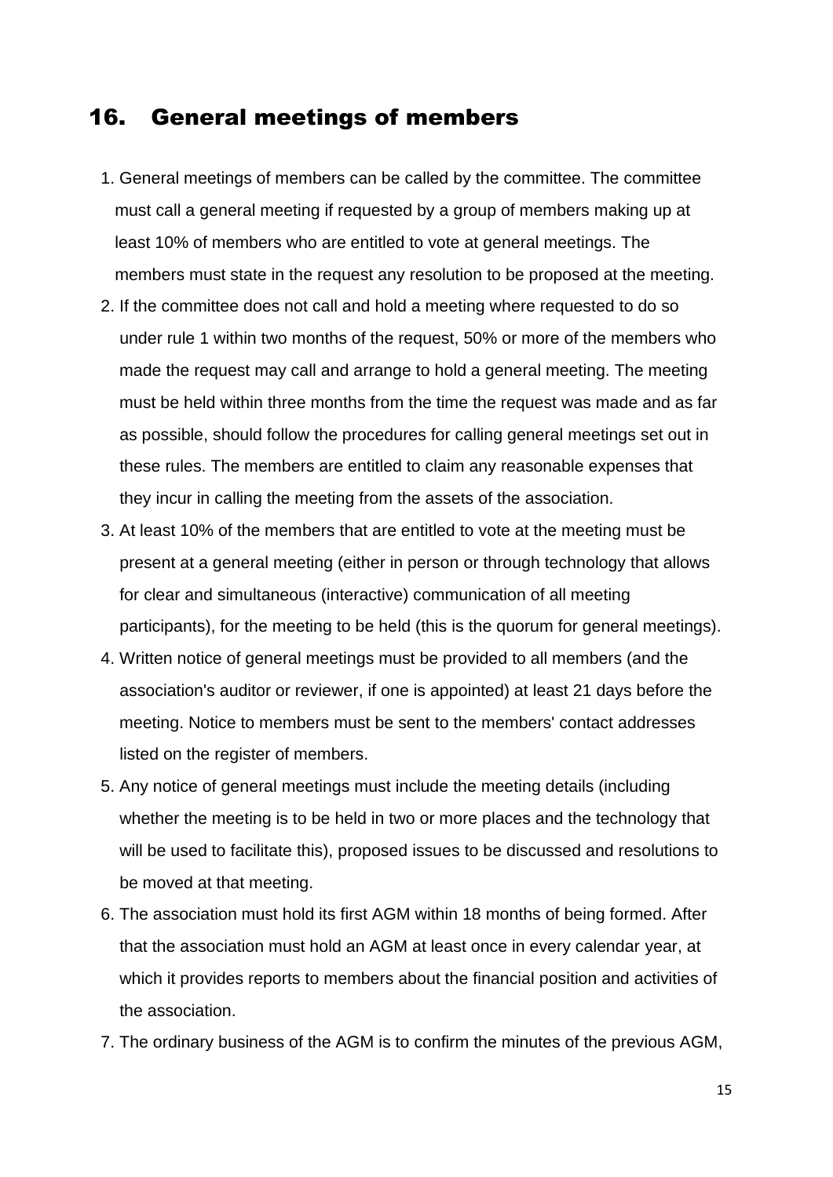## 16. General meetings of members

1. General meetings of members can be called by the committee. The committee must call a general meeting if requested by a group of members making up at least 10% of members who are entitled to vote at general meetings. The members must state in the request any resolution to be proposed at the meeting.
2. If the committee does not call and hold a meeting where requested to do so under rule 1 within two months of the request, 50% or more of the members who made the request may call and arrange to hold a general meeting. The meeting must be held within three months from the time the request was made and as far as possible, should follow the procedures for calling general meetings set out in these rules. The members are entitled to claim any reasonable expenses that they incur in calling the meeting from the assets of the association.
3. At least 10% of the members that are entitled to vote at the meeting must be present at a general meeting (either in person or through technology that allows for clear and simultaneous (interactive) communication of all meeting participants), for the meeting to be held (this is the quorum for general meetings).
4. Written notice of general meetings must be provided to all members (and the association's auditor or reviewer, if one is appointed) at least 21 days before the meeting. Notice to members must be sent to the members' contact addresses listed on the register of members.
5. Any notice of general meetings must include the meeting details (including whether the meeting is to be held in two or more places and the technology that will be used to facilitate this), proposed issues to be discussed and resolutions to be moved at that meeting.
6. The association must hold its first AGM within 18 months of being formed. After that the association must hold an AGM at least once in every calendar year, at which it provides reports to members about the financial position and activities of the association.
7. The ordinary business of the AGM is to confirm the minutes of the previous AGM,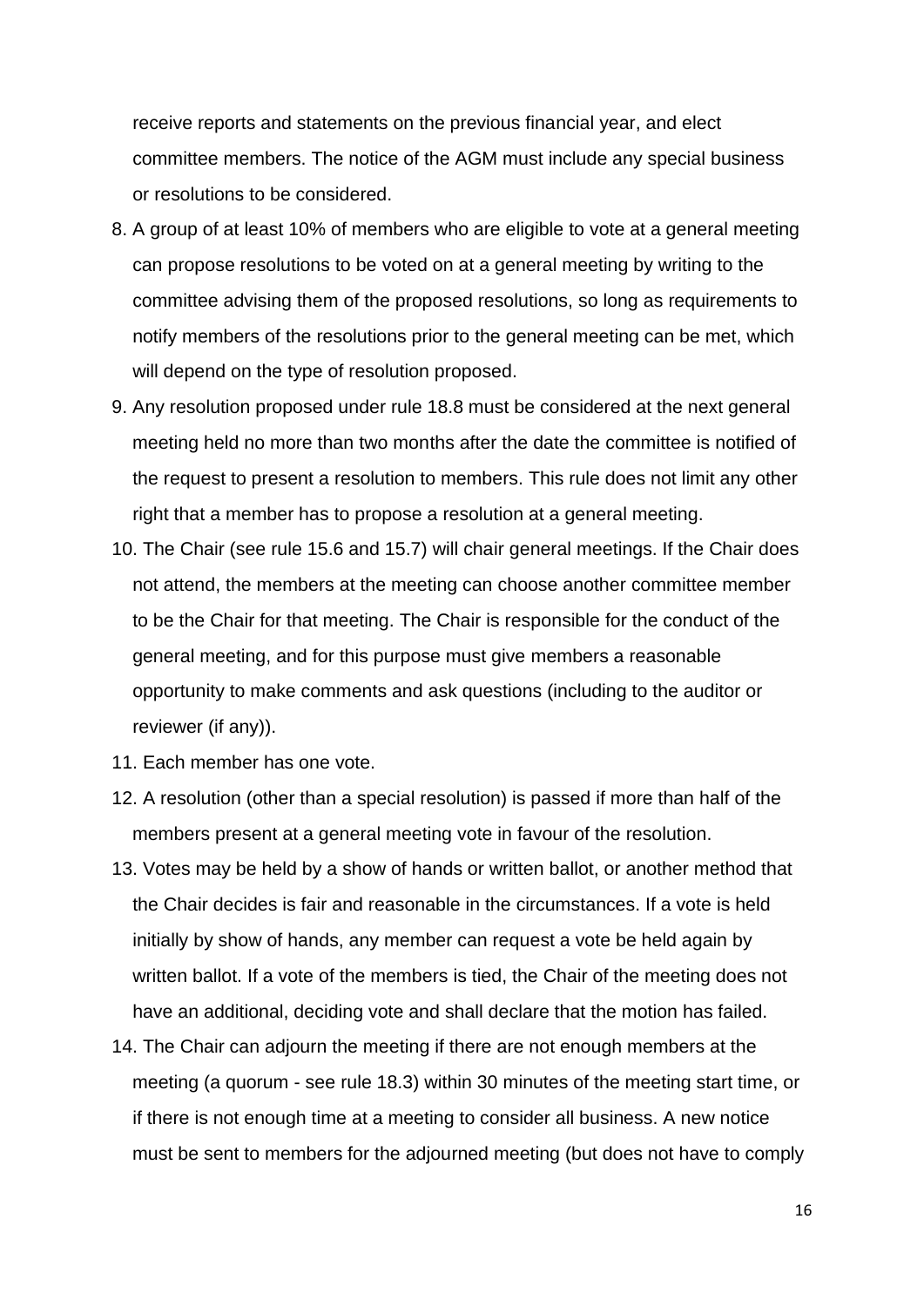receive reports and statements on the previous financial year, and elect committee members. The notice of the AGM must include any special business or resolutions to be considered.

8. A group of at least 10% of members who are eligible to vote at a general meeting can propose resolutions to be voted on at a general meeting by writing to the committee advising them of the proposed resolutions, so long as requirements to notify members of the resolutions prior to the general meeting can be met, which will depend on the type of resolution proposed.
9. Any resolution proposed under rule 18.8 must be considered at the next general meeting held no more than two months after the date the committee is notified of the request to present a resolution to members. This rule does not limit any other right that a member has to propose a resolution at a general meeting.
10. The Chair (see rule 15.6 and 15.7) will chair general meetings. If the Chair does not attend, the members at the meeting can choose another committee member to be the Chair for that meeting. The Chair is responsible for the conduct of the general meeting, and for this purpose must give members a reasonable opportunity to make comments and ask questions (including to the auditor or reviewer (if any)).
11. Each member has one vote.
12. A resolution (other than a special resolution) is passed if more than half of the members present at a general meeting vote in favour of the resolution.
13. Votes may be held by a show of hands or written ballot, or another method that the Chair decides is fair and reasonable in the circumstances. If a vote is held initially by show of hands, any member can request a vote be held again by written ballot. If a vote of the members is tied, the Chair of the meeting does not have an additional, deciding vote and shall declare that the motion has failed.
14. The Chair can adjourn the meeting if there are not enough members at the meeting (a quorum - see rule 18.3) within 30 minutes of the meeting start time, or if there is not enough time at a meeting to consider all business. A new notice must be sent to members for the adjourned meeting (but does not have to comply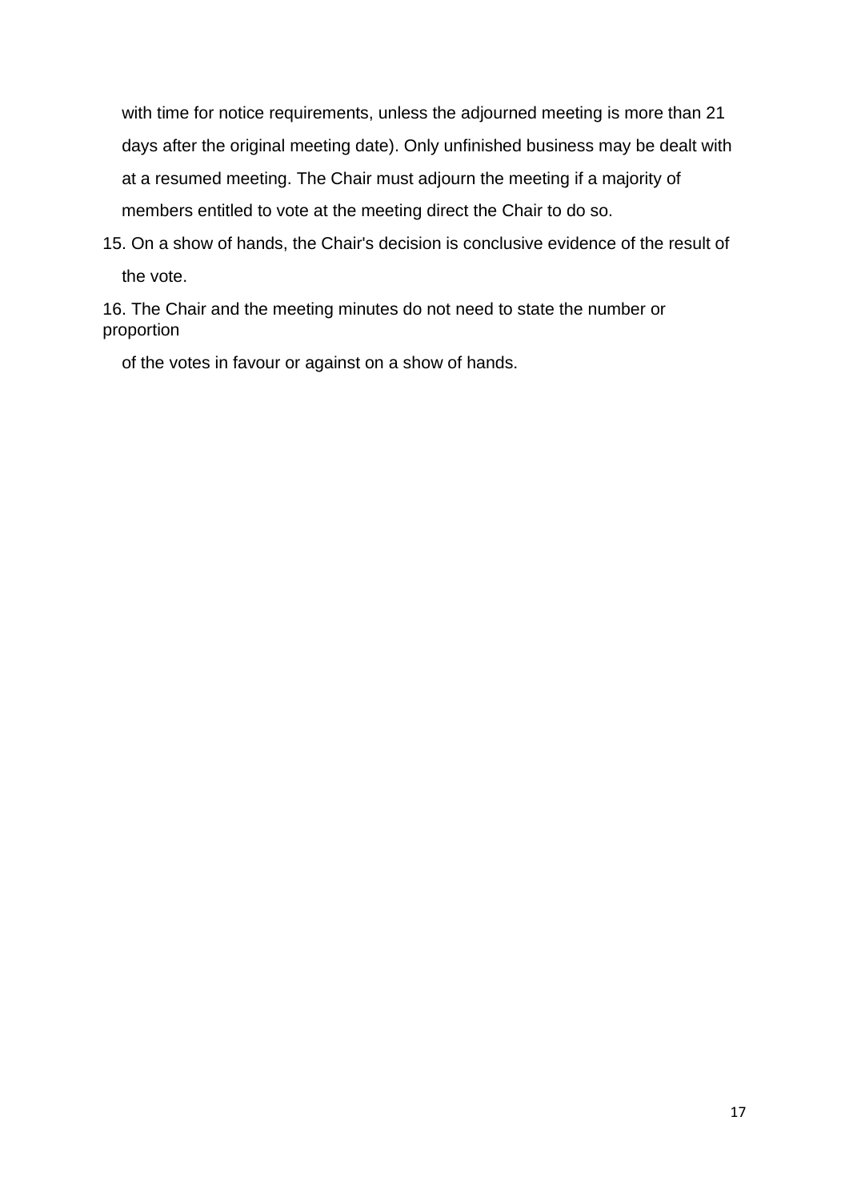with time for notice requirements, unless the adjourned meeting is more than 21 days after the original meeting date). Only unfinished business may be dealt with at a resumed meeting. The Chair must adjourn the meeting if a majority of members entitled to vote at the meeting direct the Chair to do so.

15. On a show of hands, the Chair's decision is conclusive evidence of the result of the vote.

16. The Chair and the meeting minutes do not need to state the number or proportion of the votes in favour or against on a show of hands.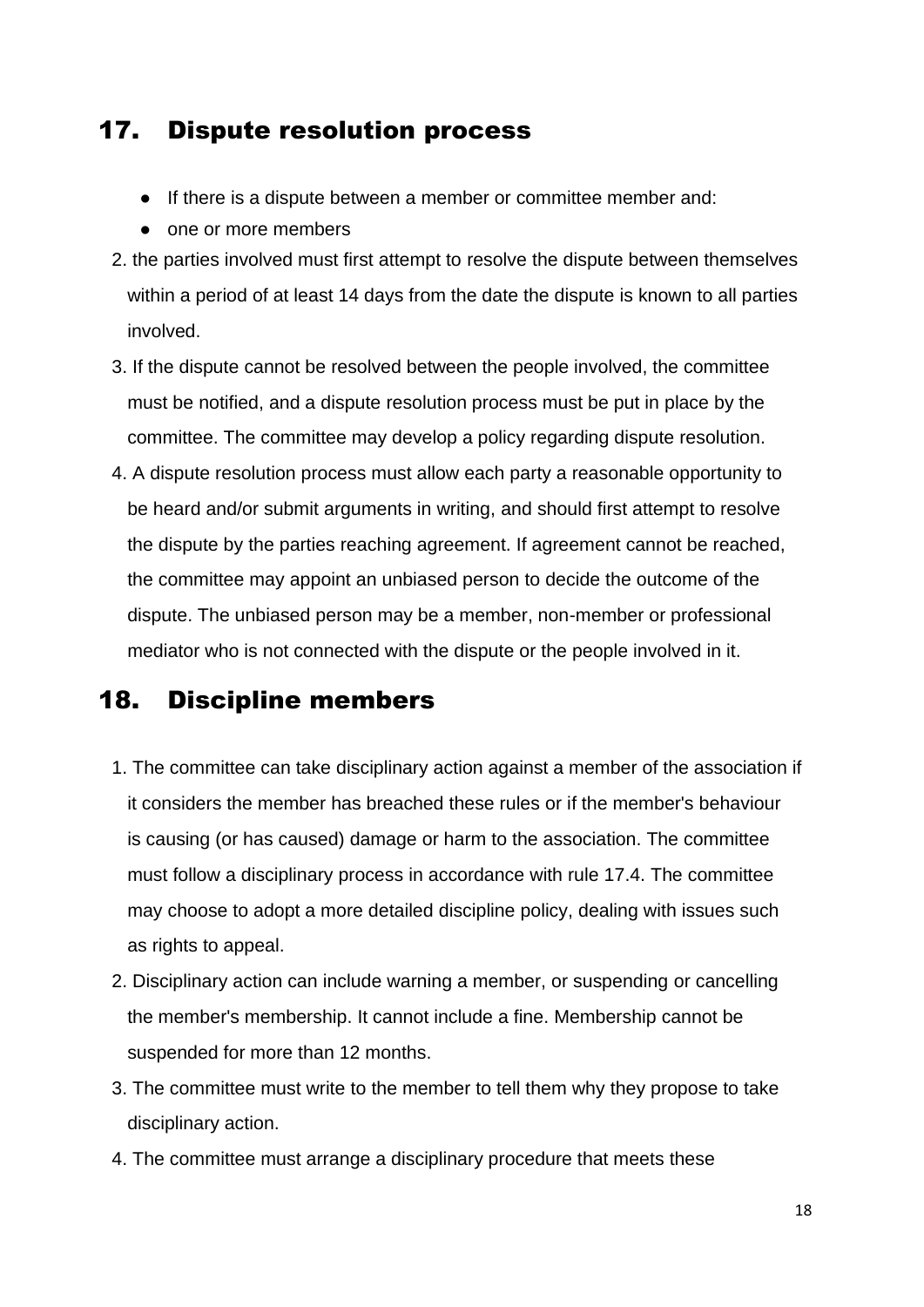## 17. Dispute resolution process

- If there is a dispute between a member or committee member and:
- one or more members

2. the parties involved must first attempt to resolve the dispute between themselves within a period of at least 14 days from the date the dispute is known to all parties involved.
3. If the dispute cannot be resolved between the people involved, the committee must be notified, and a dispute resolution process must be put in place by the committee. The committee may develop a policy regarding dispute resolution.
4. A dispute resolution process must allow each party a reasonable opportunity to be heard and/or submit arguments in writing, and should first attempt to resolve the dispute by the parties reaching agreement. If agreement cannot be reached, the committee may appoint an unbiased person to decide the outcome of the dispute. The unbiased person may be a member, non-member or professional mediator who is not connected with the dispute or the people involved in it.

## 18. Discipline members

1. The committee can take disciplinary action against a member of the association if it considers the member has breached these rules or if the member's behaviour is causing (or has caused) damage or harm to the association. The committee must follow a disciplinary process in accordance with rule 17.4. The committee may choose to adopt a more detailed discipline policy, dealing with issues such as rights to appeal.
2. Disciplinary action can include warning a member, or suspending or cancelling the member's membership. It cannot include a fine. Membership cannot be suspended for more than 12 months.
3. The committee must write to the member to tell them why they propose to take disciplinary action.
4. The committee must arrange a disciplinary procedure that meets these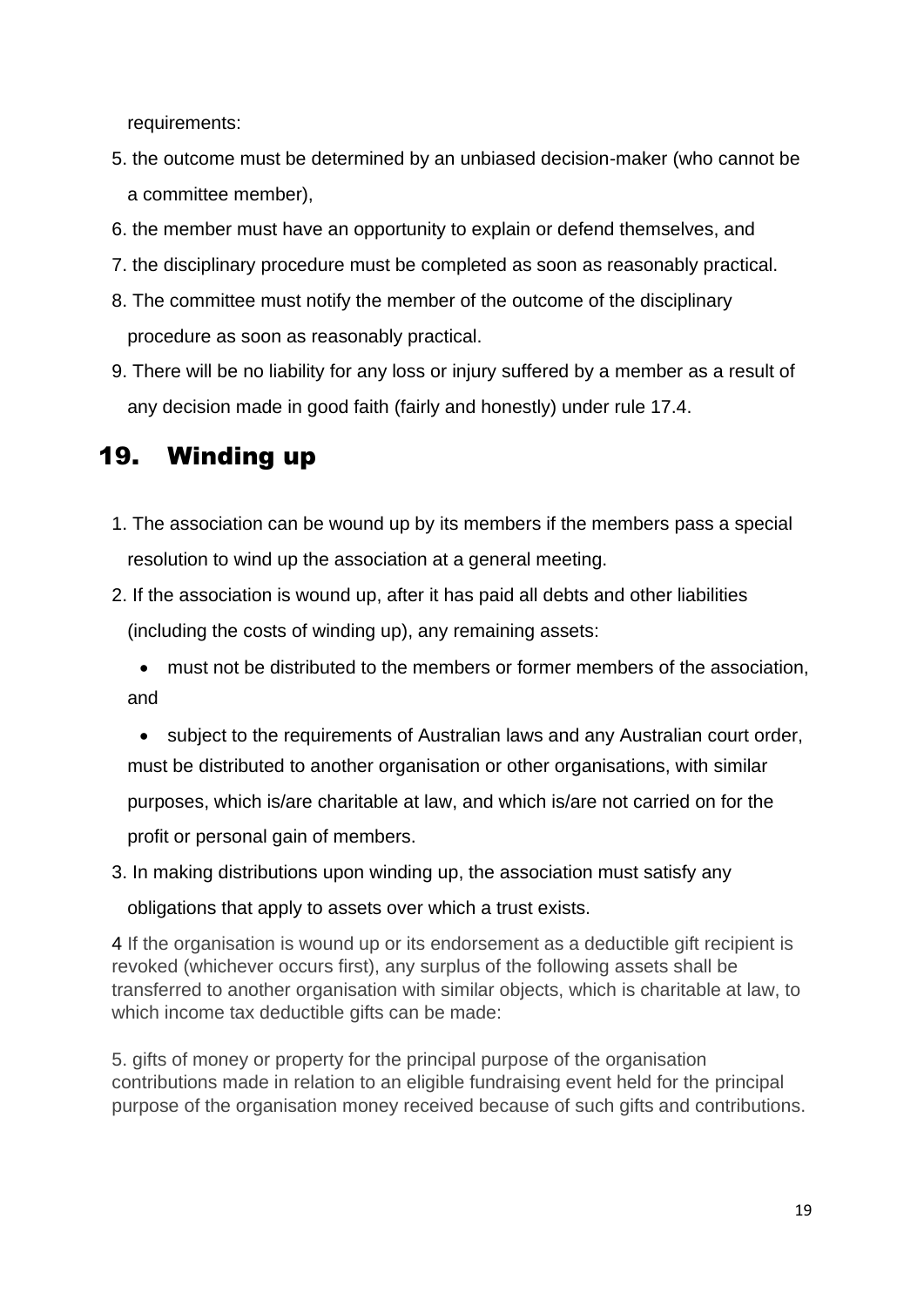requirements:

5. the outcome must be determined by an unbiased decision-maker (who cannot be a committee member),
6. the member must have an opportunity to explain or defend themselves, and
7. the disciplinary procedure must be completed as soon as reasonably practical.
8. The committee must notify the member of the outcome of the disciplinary procedure as soon as reasonably practical.
9. There will be no liability for any loss or injury suffered by a member as a result of any decision made in good faith (fairly and honestly) under rule 17.4.

## 19. Winding up

1. The association can be wound up by its members if the members pass a special resolution to wind up the association at a general meeting.
2. If the association is wound up, after it has paid all debts and other liabilities (including the costs of winding up), any remaining assets:
   - must not be distributed to the members or former members of the association, and
   - subject to the requirements of Australian laws and any Australian court order, must be distributed to another organisation or other organisations, with similar purposes, which is/are charitable at law, and which is/are not carried on for the profit or personal gain of members.
3. In making distributions upon winding up, the association must satisfy any obligations that apply to assets over which a trust exists.

4 If the organisation is wound up or its endorsement as a deductible gift recipient is revoked (whichever occurs first), any surplus of the following assets shall be transferred to another organisation with similar objects, which is charitable at law, to which income tax deductible gifts can be made:

5. gifts of money or property for the principal purpose of the organisation contributions made in relation to an eligible fundraising event held for the principal purpose of the organisation money received because of such gifts and contributions.